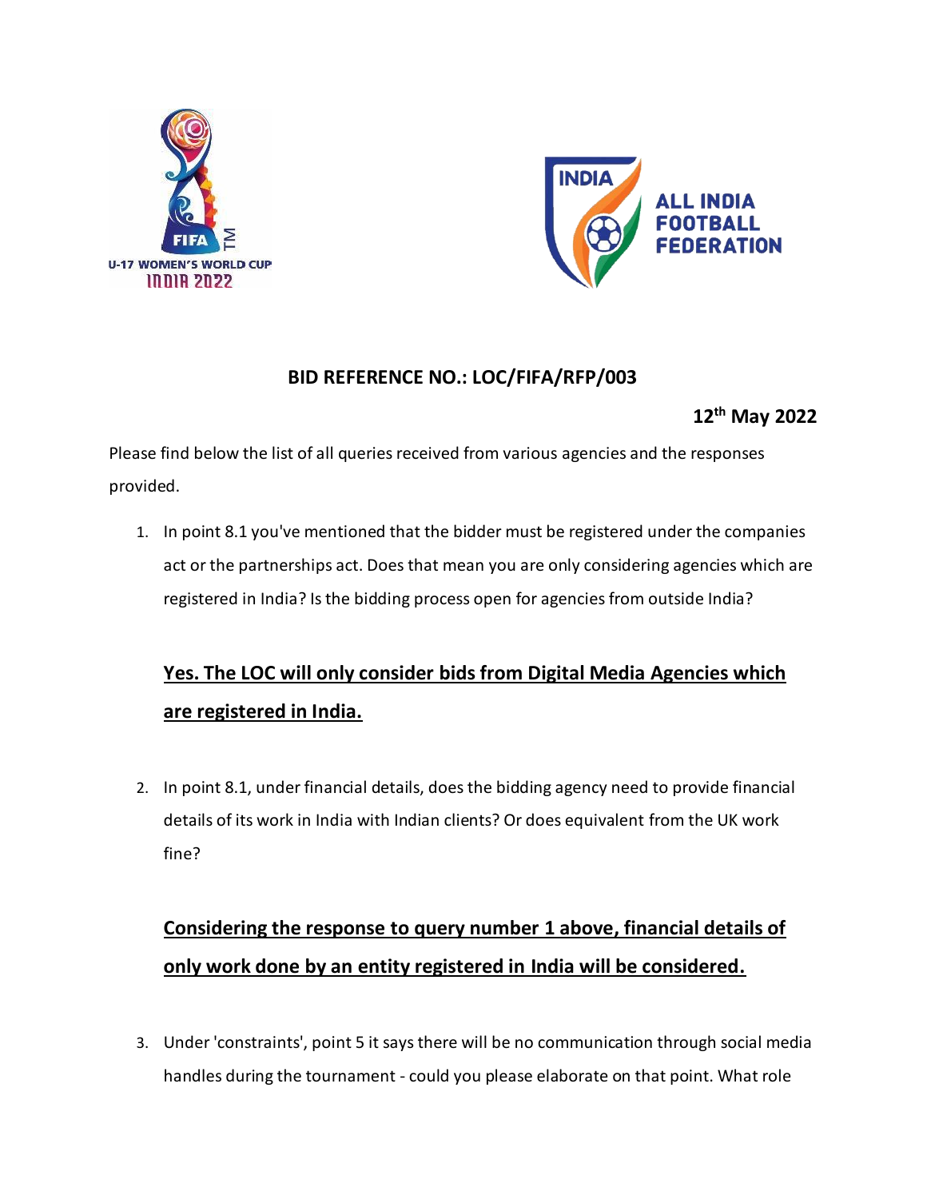**BID REFERENCE NO.: LOC/FIFA/RFP/003**

**12th May 2022**

Please find below the list of all queries received from various agencies and the responses provided.

1. In point 8.1 you've mentioned that the bidder must be registered under the companies act or the partnerships act. Does that mean you are only considering agencies which are registered in India? Is the bidding process open for agencies from outside India?

   **<u>Yes. The LOC will only consider bids from Digital Media Agencies which are registered in India.</u>**

2. In point 8.1, under financial details, does the bidding agency need to provide financial details of its work in India with Indian clients? Or does equivalent from the UK work fine?

   **<u>Considering the response to query number 1 above, financial details of only work done by an entity registered in India will be considered.</u>**

3. Under 'constraints', point 5 it says there will be no communication through social media handles during the tournament - could you please elaborate on that point. What role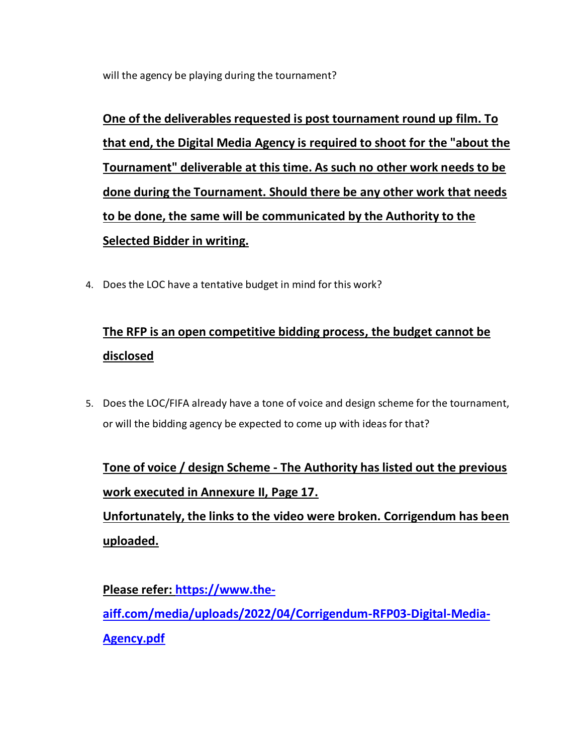will the agency be playing during the tournament?

**One of the deliverables requested is post tournament round up film. To that end, the Digital Media Agency is required to shoot for the "about the Tournament" deliverable at this time. As such no other work needs to be done during the Tournament. Should there be any other work that needs to be done, the same will be communicated by the Authority to the Selected Bidder in writing.**

4. Does the LOC have a tentative budget in mind for this work?

**The RFP is an open competitive bidding process, the budget cannot be disclosed**

5. Does the LOC/FIFA already have a tone of voice and design scheme for the tournament, or will the bidding agency be expected to come up with ideas for that?

**Tone of voice / design Scheme - The Authority has listed out the previous work executed in Annexure II, Page 17.**
**Unfortunately, the links to the video were broken. Corrigendum has been uploaded.**

**Please refer: [https://www.the-aiff.com/media/uploads/2022/04/Corrigendum-RFP03-Digital-Media-Agency.pdf](https://www.the-aiff.com/media/uploads/2022/04/Corrigendum-RFP03-Digital-Media-Agency.pdf)**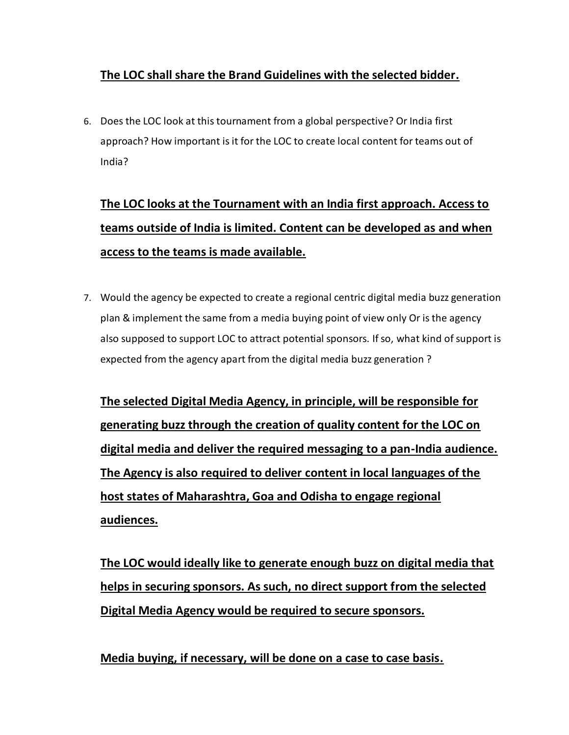**The LOC shall share the Brand Guidelines with the selected bidder.**

6. Does the LOC look at this tournament from a global perspective? Or India first approach? How important is it for the LOC to create local content for teams out of India?

**The LOC looks at the Tournament with an India first approach. Access to teams outside of India is limited. Content can be developed as and when access to the teams is made available.**

7. Would the agency be expected to create a regional centric digital media buzz generation plan & implement the same from a media buying point of view only Or is the agency also supposed to support LOC to attract potential sponsors. If so, what kind of support is expected from the agency apart from the digital media buzz generation ?

**The selected Digital Media Agency, in principle, will be responsible for generating buzz through the creation of quality content for the LOC on digital media and deliver the required messaging to a pan-India audience. The Agency is also required to deliver content in local languages of the host states of Maharashtra, Goa and Odisha to engage regional audiences.**

**The LOC would ideally like to generate enough buzz on digital media that helps in securing sponsors. As such, no direct support from the selected Digital Media Agency would be required to secure sponsors.**

**Media buying, if necessary, will be done on a case to case basis.**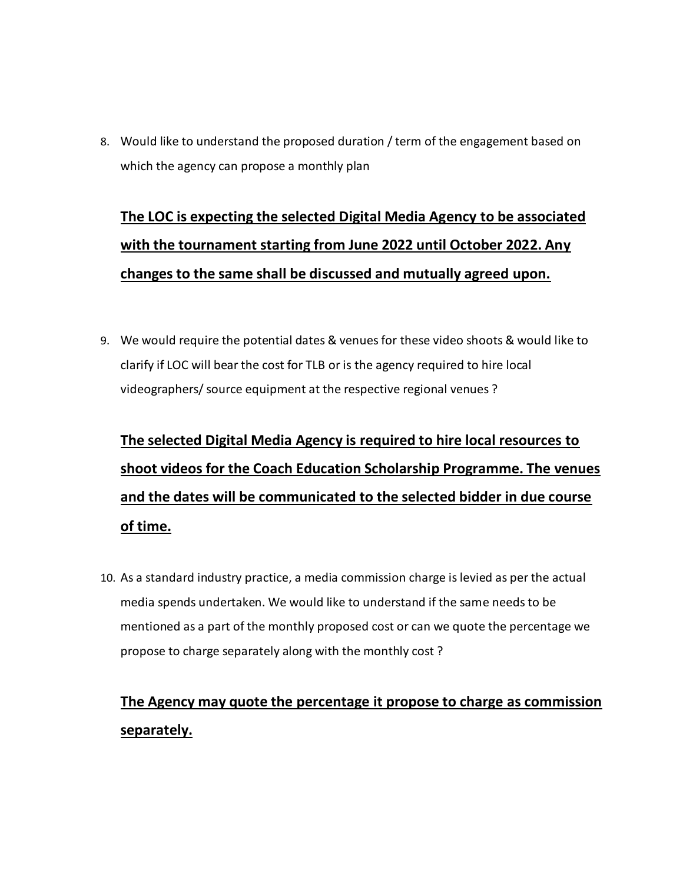8. Would like to understand the proposed duration / term of the engagement based on which the agency can propose a monthly plan

   **<u>The LOC is expecting the selected Digital Media Agency to be associated with the tournament starting from June 2022 until October 2022. Any changes to the same shall be discussed and mutually agreed upon.</u>**

9. We would require the potential dates & venues for these video shoots & would like to clarify if LOC will bear the cost for TLB or is the agency required to hire local videographers/ source equipment at the respective regional venues ?

   **<u>The selected Digital Media Agency is required to hire local resources to shoot videos for the Coach Education Scholarship Programme. The venues and the dates will be communicated to the selected bidder in due course of time.</u>**

10. As a standard industry practice, a media commission charge is levied as per the actual media spends undertaken. We would like to understand if the same needs to be mentioned as a part of the monthly proposed cost or can we quote the percentage we propose to charge separately along with the monthly cost ?

    **<u>The Agency may quote the percentage it propose to charge as commission separately.</u>**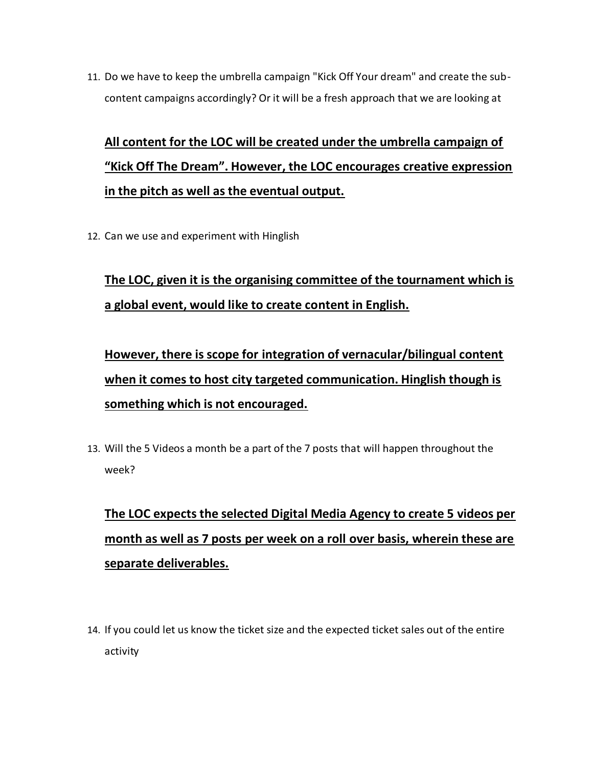11. Do we have to keep the umbrella campaign "Kick Off Your dream" and create the sub-content campaigns accordingly? Or it will be a fresh approach that we are looking at

**<u>All content for the LOC will be created under the umbrella campaign of "Kick Off The Dream". However, the LOC encourages creative expression in the pitch as well as the eventual output.</u>**

12. Can we use and experiment with Hinglish

**<u>The LOC, given it is the organising committee of the tournament which is a global event, would like to create content in English.</u>**

**<u>However, there is scope for integration of vernacular/bilingual content when it comes to host city targeted communication. Hinglish though is something which is not encouraged.</u>**

13. Will the 5 Videos a month be a part of the 7 posts that will happen throughout the week?

**<u>The LOC expects the selected Digital Media Agency to create 5 videos per month as well as 7 posts per week on a roll over basis, wherein these are separate deliverables.</u>**

14. If you could let us know the ticket size and the expected ticket sales out of the entire activity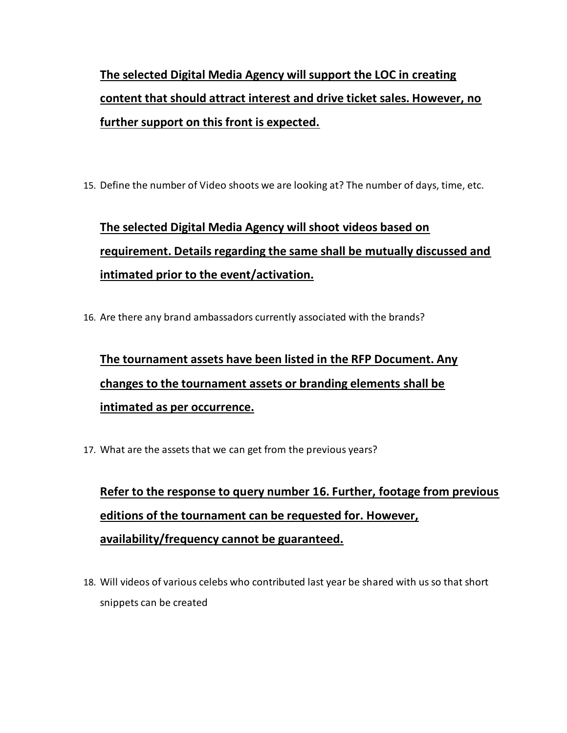**<u>The selected Digital Media Agency will support the LOC in creating content that should attract interest and drive ticket sales. However, no further support on this front is expected.</u>**

15. Define the number of Video shoots we are looking at? The number of days, time, etc.

**<u>The selected Digital Media Agency will shoot videos based on requirement. Details regarding the same shall be mutually discussed and intimated prior to the event/activation.</u>**

16. Are there any brand ambassadors currently associated with the brands?

**<u>The tournament assets have been listed in the RFP Document. Any changes to the tournament assets or branding elements shall be intimated as per occurrence.</u>**

17. What are the assets that we can get from the previous years?

**<u>Refer to the response to query number 16. Further, footage from previous editions of the tournament can be requested for. However, availability/frequency cannot be guaranteed.</u>**

18. Will videos of various celebs who contributed last year be shared with us so that short snippets can be created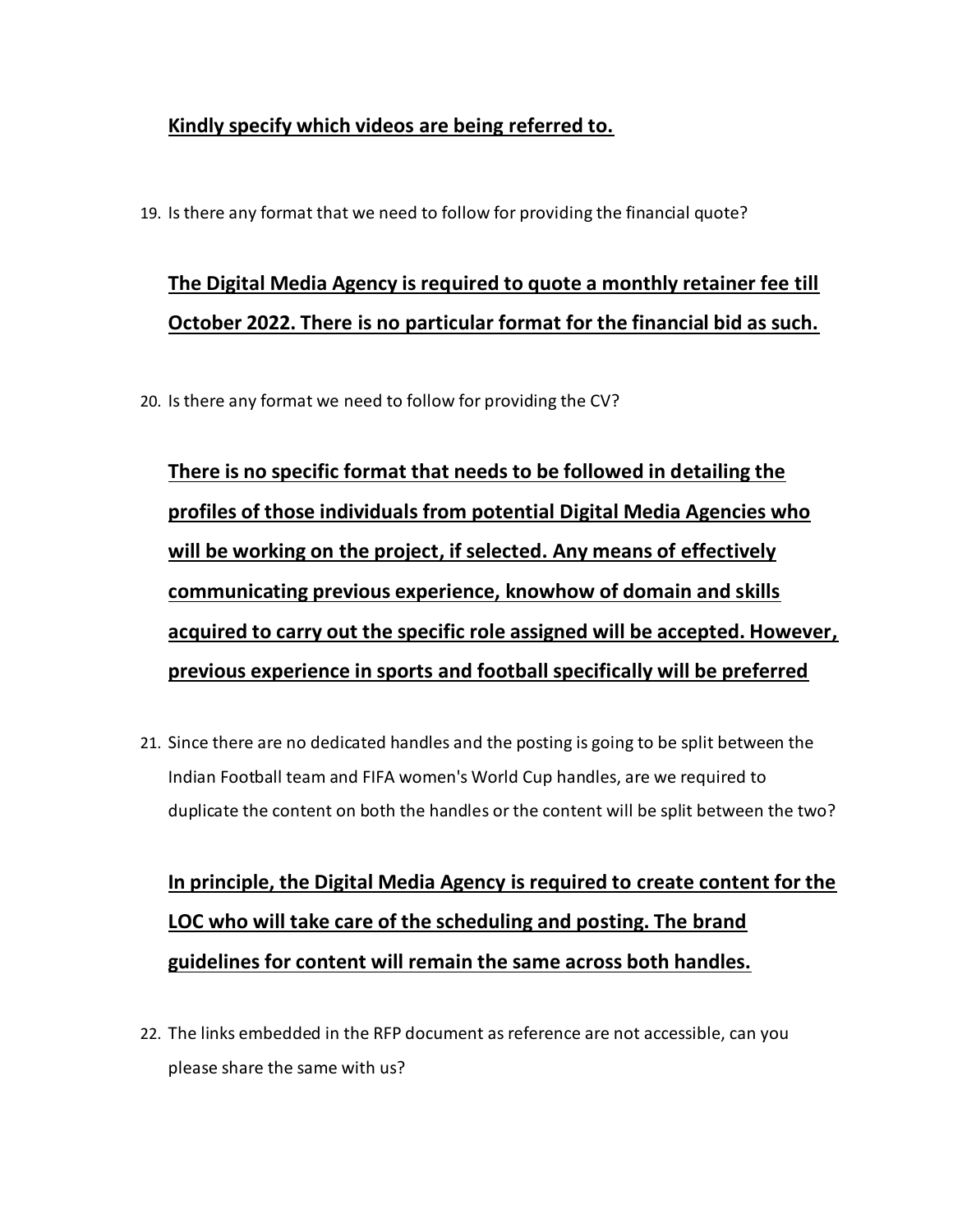**Kindly specify which videos are being referred to.**

19. Is there any format that we need to follow for providing the financial quote?

**The Digital Media Agency is required to quote a monthly retainer fee till October 2022. There is no particular format for the financial bid as such.**

20. Is there any format we need to follow for providing the CV?

**There is no specific format that needs to be followed in detailing the profiles of those individuals from potential Digital Media Agencies who will be working on the project, if selected. Any means of effectively communicating previous experience, knowhow of domain and skills acquired to carry out the specific role assigned will be accepted. However, previous experience in sports and football specifically will be preferred**

21. Since there are no dedicated handles and the posting is going to be split between the Indian Football team and FIFA women's World Cup handles, are we required to duplicate the content on both the handles or the content will be split between the two?

**In principle, the Digital Media Agency is required to create content for the LOC who will take care of the scheduling and posting. The brand guidelines for content will remain the same across both handles.**

22. The links embedded in the RFP document as reference are not accessible, can you please share the same with us?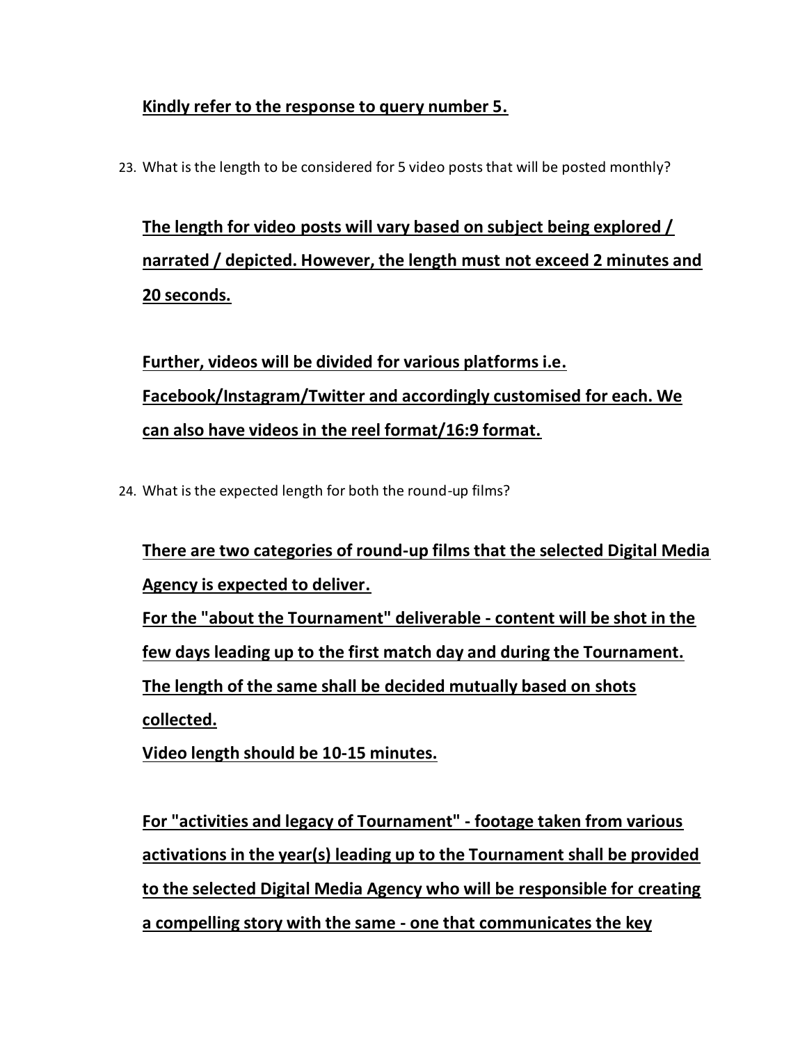**Kindly refer to the response to query number 5.**

23. What is the length to be considered for 5 video posts that will be posted monthly?

**The length for video posts will vary based on subject being explored / narrated / depicted. However, the length must not exceed 2 minutes and 20 seconds.**

**Further, videos will be divided for various platforms i.e. Facebook/Instagram/Twitter and accordingly customised for each. We can also have videos in the reel format/16:9 format.**

24. What is the expected length for both the round-up films?

**There are two categories of round-up films that the selected Digital Media Agency is expected to deliver.**
**For the "about the Tournament" deliverable - content will be shot in the few days leading up to the first match day and during the Tournament. The length of the same shall be decided mutually based on shots collected.**
**Video length should be 10-15 minutes.**

**For "activities and legacy of Tournament" - footage taken from various activations in the year(s) leading up to the Tournament shall be provided to the selected Digital Media Agency who will be responsible for creating a compelling story with the same - one that communicates the key**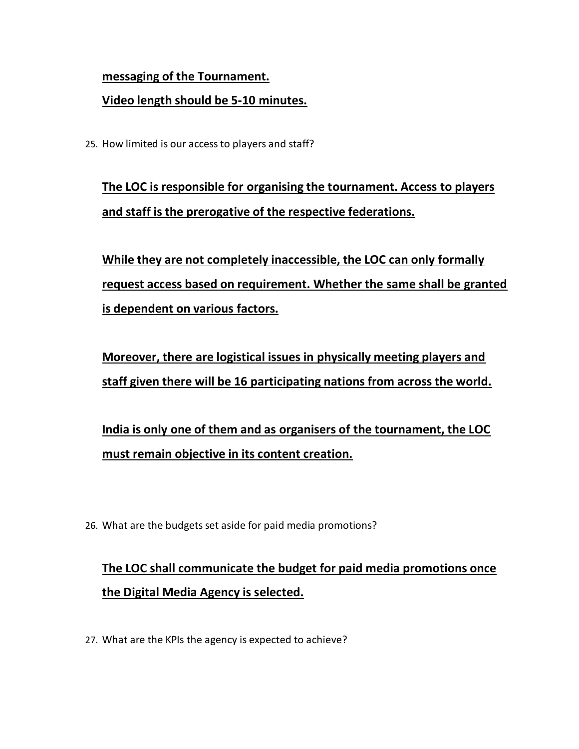**messaging of the Tournament.**

**Video length should be 5-10 minutes.**

25. How limited is our access to players and staff?

**The LOC is responsible for organising the tournament. Access to players and staff is the prerogative of the respective federations.**

**While they are not completely inaccessible, the LOC can only formally request access based on requirement. Whether the same shall be granted is dependent on various factors.**

**Moreover, there are logistical issues in physically meeting players and staff given there will be 16 participating nations from across the world.**

**India is only one of them and as organisers of the tournament, the LOC must remain objective in its content creation.**

26. What are the budgets set aside for paid media promotions?

**The LOC shall communicate the budget for paid media promotions once the Digital Media Agency is selected.**

27. What are the KPIs the agency is expected to achieve?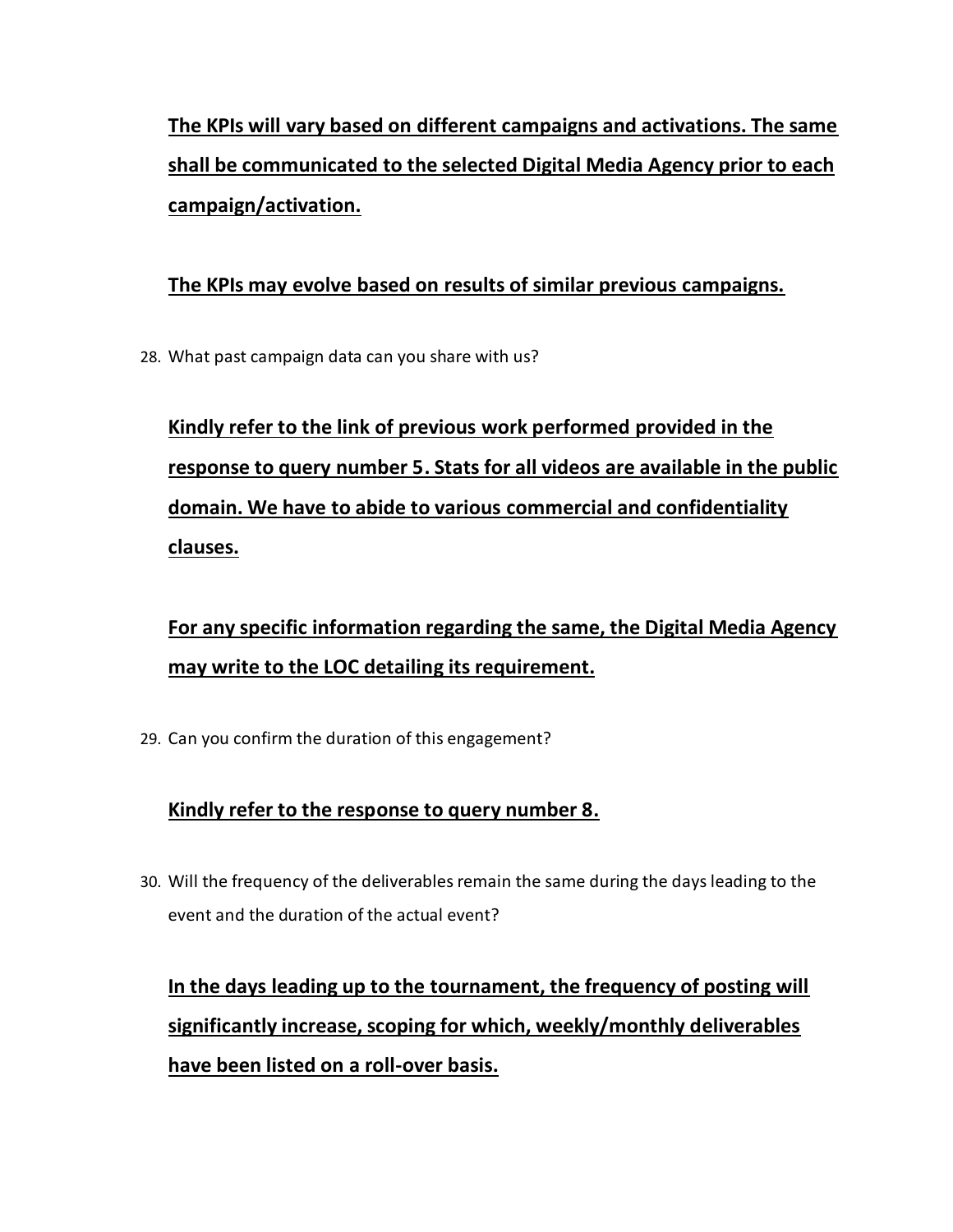**The KPIs will vary based on different campaigns and activations. The same shall be communicated to the selected Digital Media Agency prior to each campaign/activation.**

**The KPIs may evolve based on results of similar previous campaigns.**

28. What past campaign data can you share with us?

**Kindly refer to the link of previous work performed provided in the response to query number 5. Stats for all videos are available in the public domain. We have to abide to various commercial and confidentiality clauses.**

**For any specific information regarding the same, the Digital Media Agency may write to the LOC detailing its requirement.**

29. Can you confirm the duration of this engagement?

**Kindly refer to the response to query number 8.**

30. Will the frequency of the deliverables remain the same during the days leading to the event and the duration of the actual event?

**In the days leading up to the tournament, the frequency of posting will significantly increase, scoping for which, weekly/monthly deliverables have been listed on a roll-over basis.**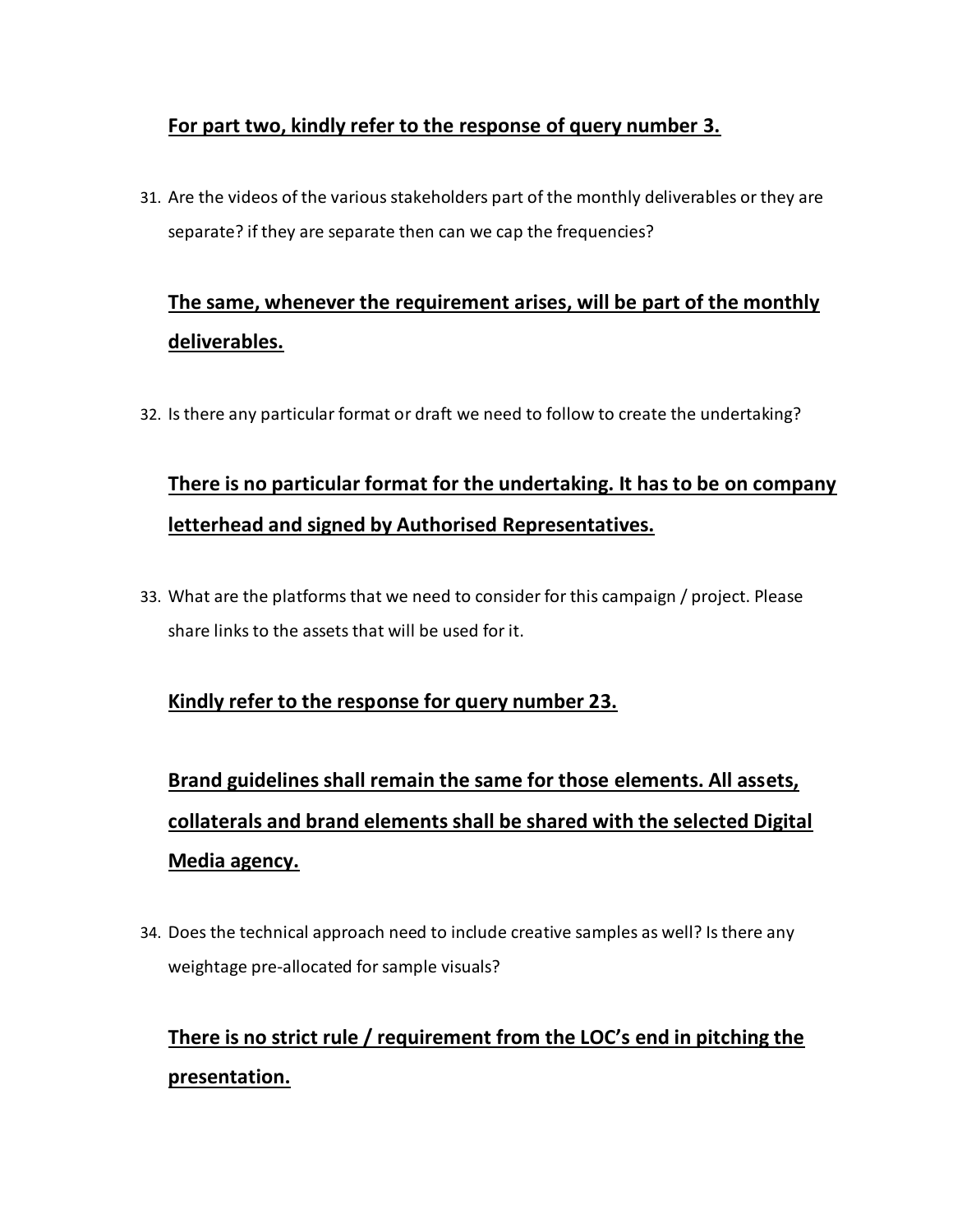**For part two, kindly refer to the response of query number 3.**

31. Are the videos of the various stakeholders part of the monthly deliverables or they are separate? if they are separate then can we cap the frequencies?

**The same, whenever the requirement arises, will be part of the monthly deliverables.**

32. Is there any particular format or draft we need to follow to create the undertaking?

**There is no particular format for the undertaking. It has to be on company letterhead and signed by Authorised Representatives.**

33. What are the platforms that we need to consider for this campaign / project. Please share links to the assets that will be used for it.

**Kindly refer to the response for query number 23.**

**Brand guidelines shall remain the same for those elements. All assets, collaterals and brand elements shall be shared with the selected Digital Media agency.**

34. Does the technical approach need to include creative samples as well? Is there any weightage pre-allocated for sample visuals?

**There is no strict rule / requirement from the LOC's end in pitching the presentation.**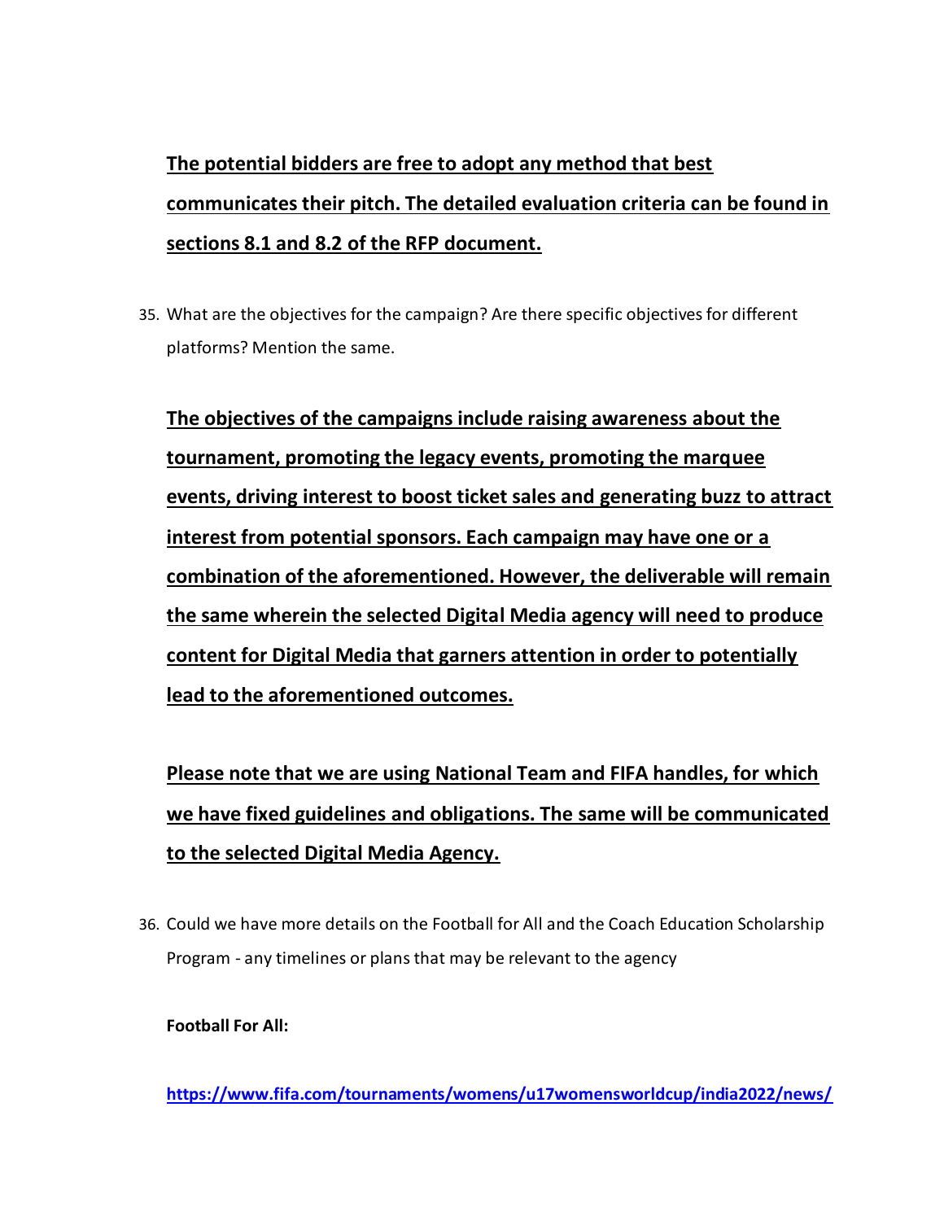**<u>The potential bidders are free to adopt any method that best communicates their pitch. The detailed evaluation criteria can be found in sections 8.1 and 8.2 of the RFP document.</u>**

35. What are the objectives for the campaign? Are there specific objectives for different platforms? Mention the same.

**<u>The objectives of the campaigns include raising awareness about the tournament, promoting the legacy events, promoting the marquee events, driving interest to boost ticket sales and generating buzz to attract interest from potential sponsors. Each campaign may have one or a combination of the aforementioned. However, the deliverable will remain the same wherein the selected Digital Media agency will need to produce content for Digital Media that garners attention in order to potentially lead to the aforementioned outcomes.</u>**

**<u>Please note that we are using National Team and FIFA handles, for which we have fixed guidelines and obligations. The same will be communicated to the selected Digital Media Agency.</u>**

36. Could we have more details on the Football for All and the Coach Education Scholarship Program - any timelines or plans that may be relevant to the agency

**Football For All:**

**https://www.fifa.com/tournaments/womens/u17womensworldcup/india2022/news/**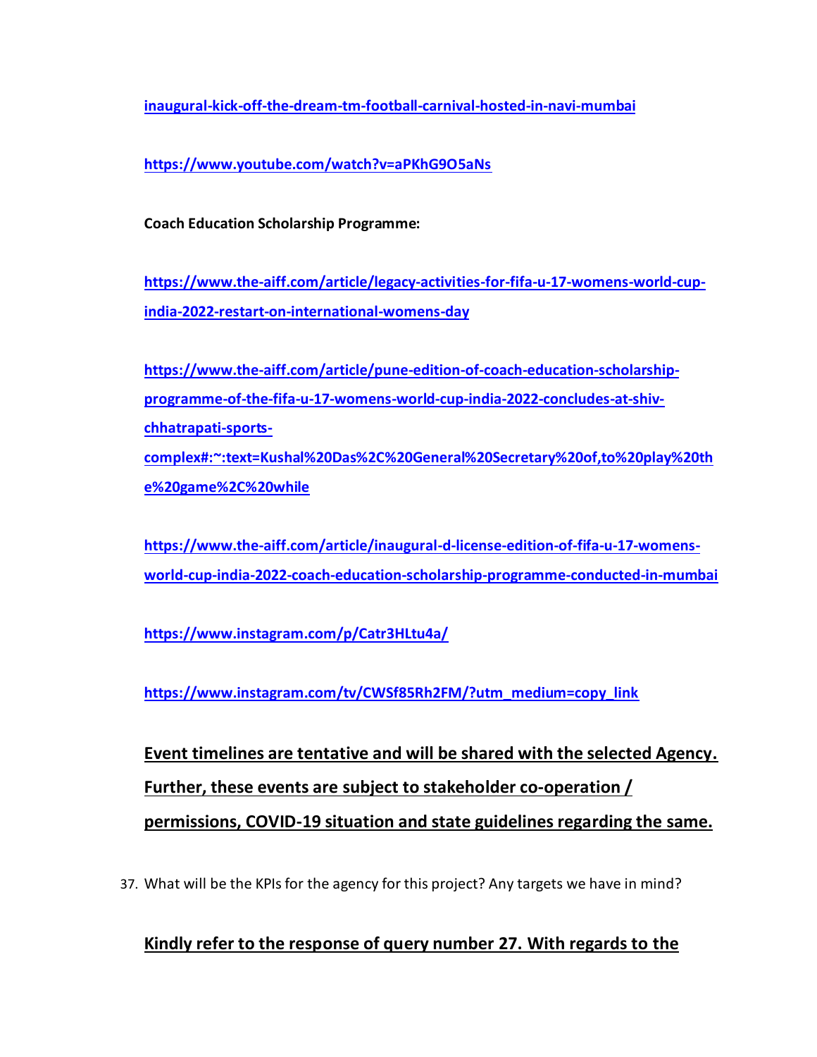**inaugural-kick-off-the-dream-tm-football-carnival-hosted-in-navi-mumbai**

**https://www.youtube.com/watch?v=aPKhG9O5aNs**

**Coach Education Scholarship Programme:**

**https://www.the-aiff.com/article/legacy-activities-for-fifa-u-17-womens-world-cup-india-2022-restart-on-international-womens-day**

**https://www.the-aiff.com/article/pune-edition-of-coach-education-scholarship-programme-of-the-fifa-u-17-womens-world-cup-india-2022-concludes-at-shiv-chhatrapati-sports-complex#:~:text=Kushal%20Das%2C%20General%20Secretary%20of,to%20play%20the%20game%2C%20while**

**https://www.the-aiff.com/article/inaugural-d-license-edition-of-fifa-u-17-womens-world-cup-india-2022-coach-education-scholarship-programme-conducted-in-mumbai**

**https://www.instagram.com/p/Catr3HLtu4a/**

**https://www.instagram.com/tv/CWSf85Rh2FM/?utm_medium=copy_link**

**Event timelines are tentative and will be shared with the selected Agency. Further, these events are subject to stakeholder co-operation / permissions, COVID-19 situation and state guidelines regarding the same.**

37. What will be the KPIs for the agency for this project? Any targets we have in mind?

**Kindly refer to the response of query number 27. With regards to the**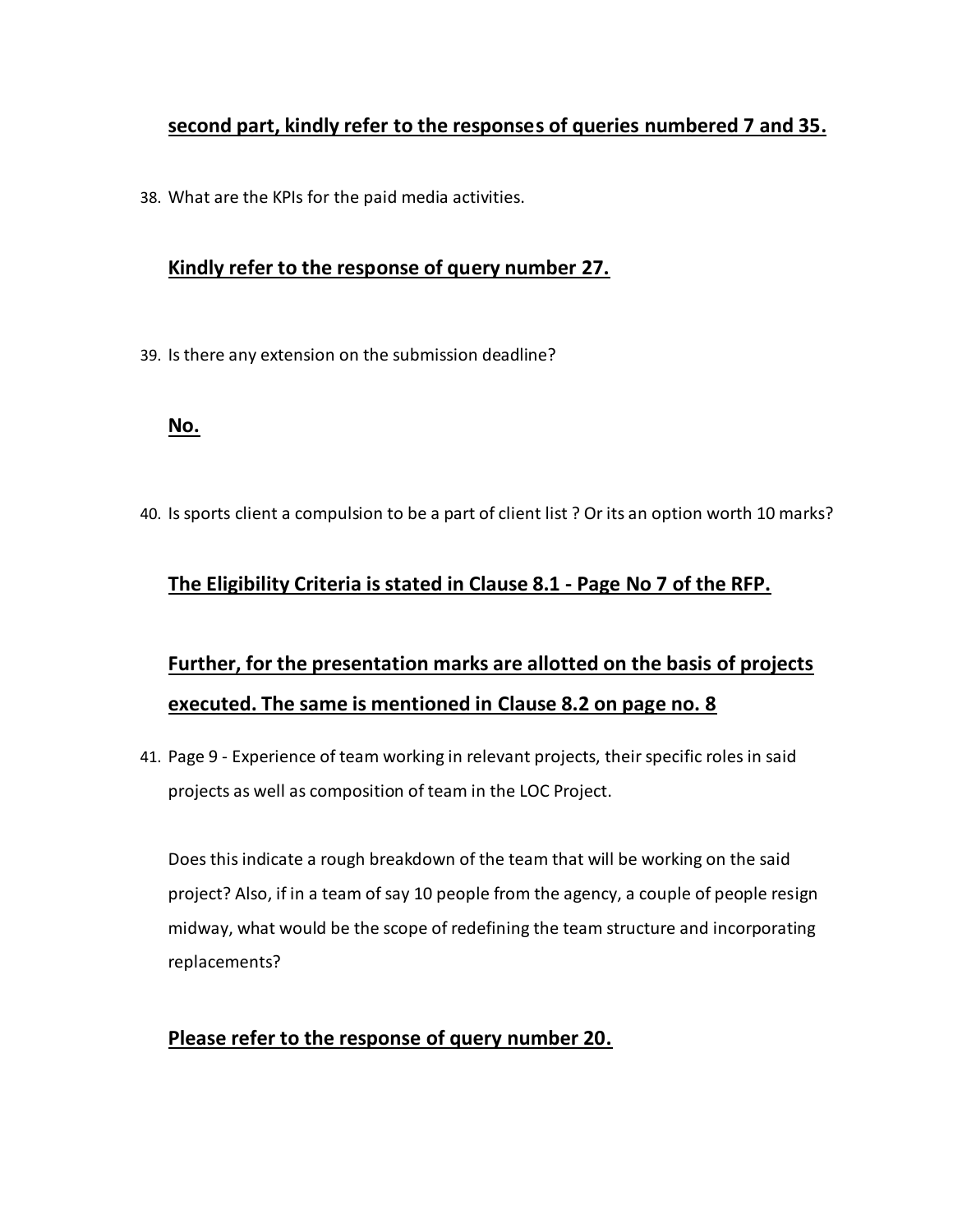**second part, kindly refer to the responses of queries numbered 7 and 35.**

38. What are the KPIs for the paid media activities.

    **Kindly refer to the response of query number 27.**

39. Is there any extension on the submission deadline?

    **No.**

40. Is sports client a compulsion to be a part of client list ? Or its an option worth 10 marks?

    **The Eligibility Criteria is stated in Clause 8.1 - Page No 7 of the RFP.**

    **Further, for the presentation marks are allotted on the basis of projects executed. The same is mentioned in Clause 8.2 on page no. 8**

41. Page 9 - Experience of team working in relevant projects, their specific roles in said projects as well as composition of team in the LOC Project.

    Does this indicate a rough breakdown of the team that will be working on the said project? Also, if in a team of say 10 people from the agency, a couple of people resign midway, what would be the scope of redefining the team structure and incorporating replacements?

    **Please refer to the response of query number 20.**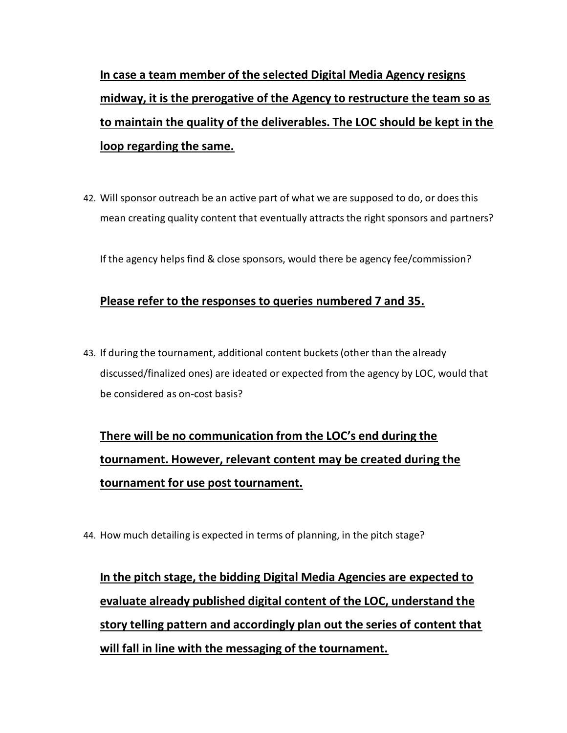**<u>In case a team member of the selected Digital Media Agency resigns midway, it is the prerogative of the Agency to restructure the team so as to maintain the quality of the deliverables. The LOC should be kept in the loop regarding the same.</u>**

42. Will sponsor outreach be an active part of what we are supposed to do, or does this mean creating quality content that eventually attracts the right sponsors and partners?

    If the agency helps find & close sponsors, would there be agency fee/commission?

    **<u>Please refer to the responses to queries numbered 7 and 35.</u>**

43. If during the tournament, additional content buckets (other than the already discussed/finalized ones) are ideated or expected from the agency by LOC, would that be considered as on-cost basis?

    **<u>There will be no communication from the LOC's end during the tournament. However, relevant content may be created during the tournament for use post tournament.</u>**

44. How much detailing is expected in terms of planning, in the pitch stage?

    **<u>In the pitch stage, the bidding Digital Media Agencies are expected to evaluate already published digital content of the LOC, understand the story telling pattern and accordingly plan out the series of content that will fall in line with the messaging of the tournament.</u>**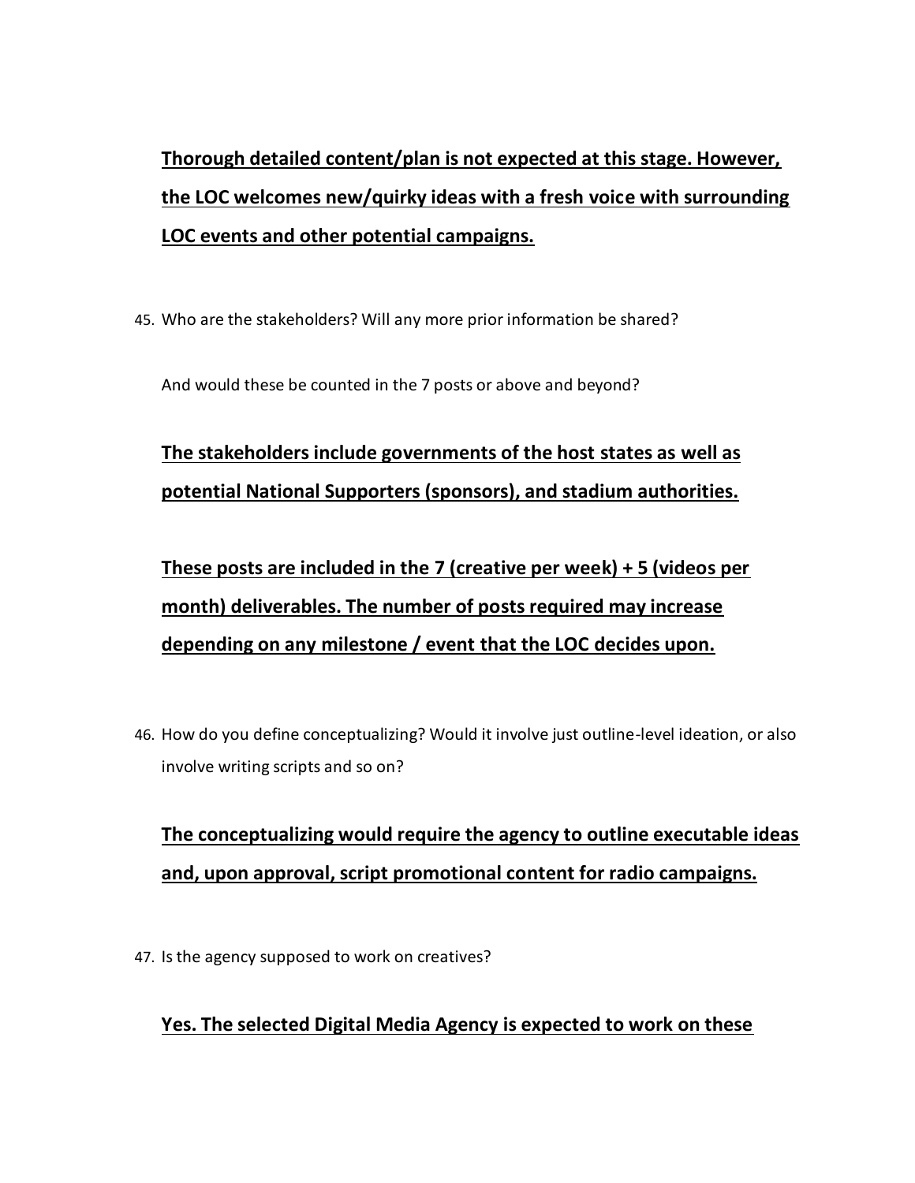**Thorough detailed content/plan is not expected at this stage. However, the LOC welcomes new/quirky ideas with a fresh voice with surrounding LOC events and other potential campaigns.**

45. Who are the stakeholders? Will any more prior information be shared?

    And would these be counted in the 7 posts or above and beyond?

    **The stakeholders include governments of the host states as well as potential National Supporters (sponsors), and stadium authorities.**

    **These posts are included in the 7 (creative per week) + 5 (videos per month) deliverables. The number of posts required may increase depending on any milestone / event that the LOC decides upon.**

46. How do you define conceptualizing? Would it involve just outline-level ideation, or also involve writing scripts and so on?

    **The conceptualizing would require the agency to outline executable ideas and, upon approval, script promotional content for radio campaigns.**

47. Is the agency supposed to work on creatives?

    **Yes. The selected Digital Media Agency is expected to work on these**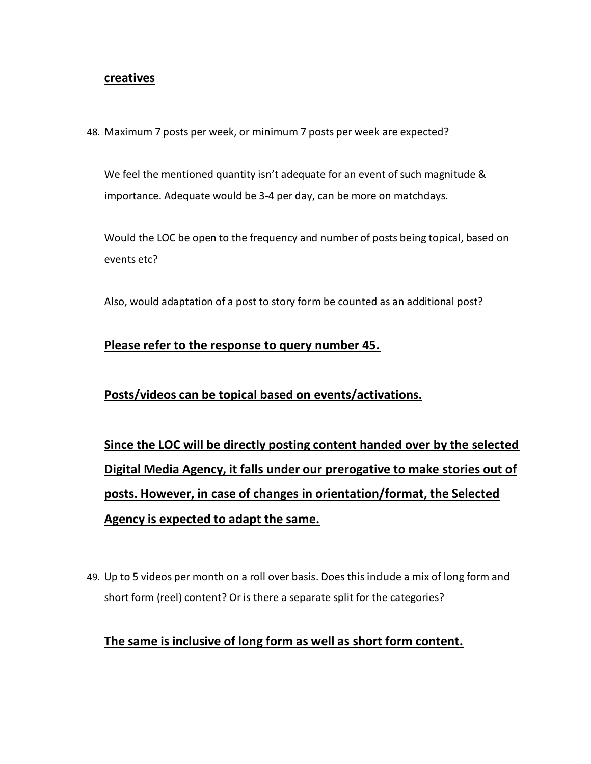**creatives**

48. Maximum 7 posts per week, or minimum 7 posts per week are expected?

    We feel the mentioned quantity isn't adequate for an event of such magnitude & importance. Adequate would be 3-4 per day, can be more on matchdays.

    Would the LOC be open to the frequency and number of posts being topical, based on events etc?

    Also, would adaptation of a post to story form be counted as an additional post?

    **Please refer to the response to query number 45.**

    **Posts/videos can be topical based on events/activations.**

    **Since the LOC will be directly posting content handed over by the selected Digital Media Agency, it falls under our prerogative to make stories out of posts. However, in case of changes in orientation/format, the Selected Agency is expected to adapt the same.**

49. Up to 5 videos per month on a roll over basis. Does this include a mix of long form and short form (reel) content? Or is there a separate split for the categories?

    **The same is inclusive of long form as well as short form content.**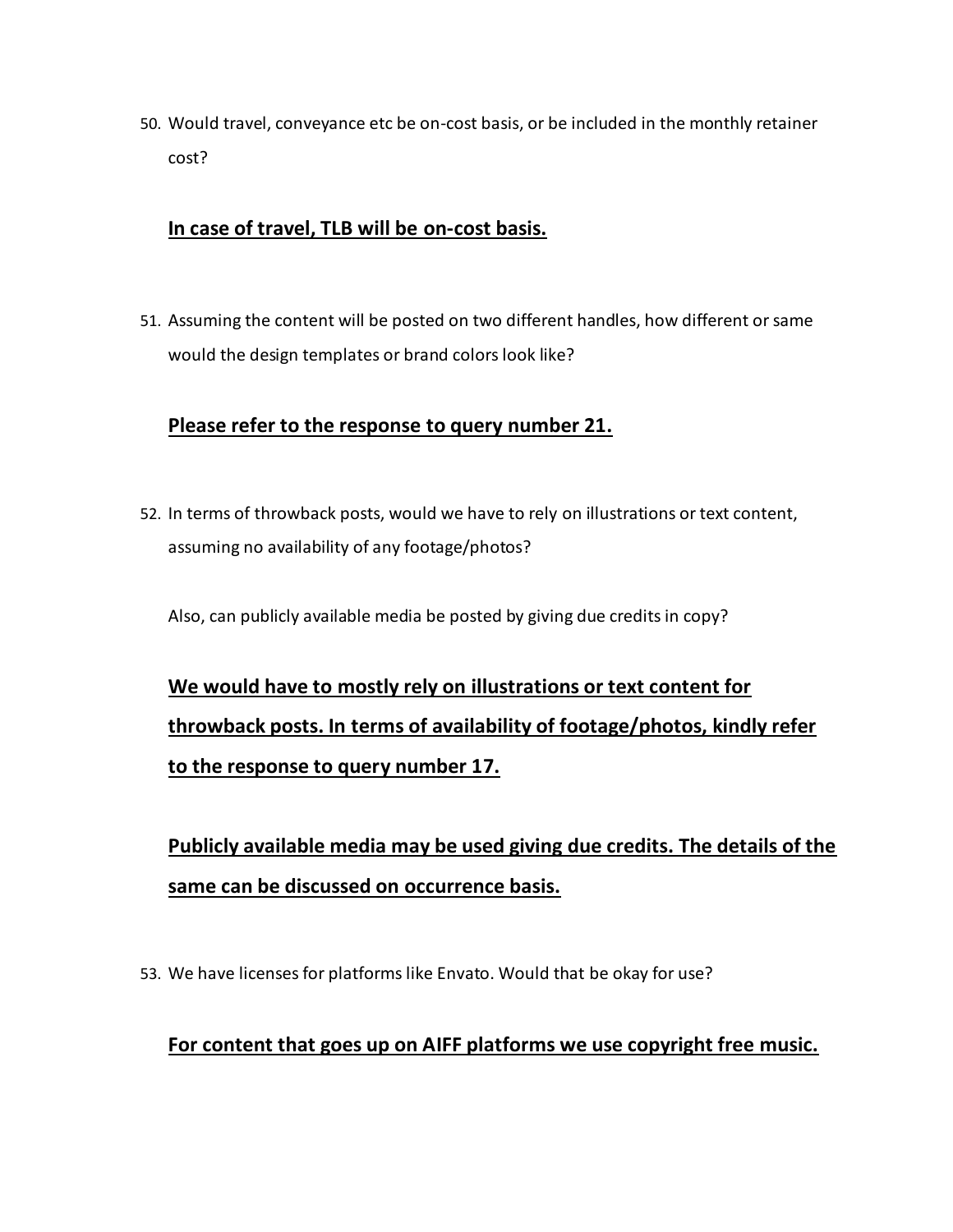50. Would travel, conveyance etc be on-cost basis, or be included in the monthly retainer cost?

    **<u>In case of travel, TLB will be on-cost basis.</u>**

51. Assuming the content will be posted on two different handles, how different or same would the design templates or brand colors look like?

    **<u>Please refer to the response to query number 21.</u>**

52. In terms of throwback posts, would we have to rely on illustrations or text content, assuming no availability of any footage/photos?

    Also, can publicly available media be posted by giving due credits in copy?

    **<u>We would have to mostly rely on illustrations or text content for throwback posts. In terms of availability of footage/photos, kindly refer to the response to query number 17.</u>**

    **<u>Publicly available media may be used giving due credits. The details of the same can be discussed on occurrence basis.</u>**

53. We have licenses for platforms like Envato. Would that be okay for use?

    **<u>For content that goes up on AIFF platforms we use copyright free music.</u>**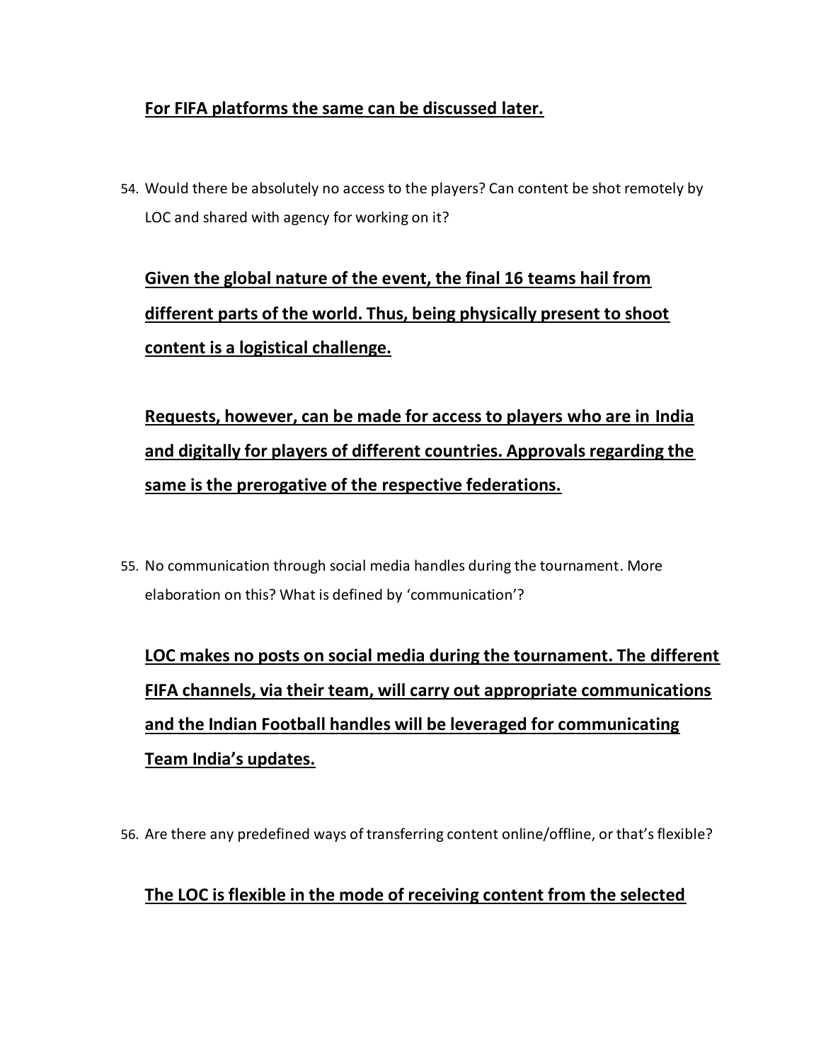**For FIFA platforms the same can be discussed later.**

54. Would there be absolutely no access to the players? Can content be shot remotely by LOC and shared with agency for working on it?

**Given the global nature of the event, the final 16 teams hail from different parts of the world. Thus, being physically present to shoot content is a logistical challenge.**

**Requests, however, can be made for access to players who are in India and digitally for players of different countries. Approvals regarding the same is the prerogative of the respective federations.**

55. No communication through social media handles during the tournament. More elaboration on this? What is defined by 'communication'?

**LOC makes no posts on social media during the tournament. The different FIFA channels, via their team, will carry out appropriate communications and the Indian Football handles will be leveraged for communicating Team India's updates.**

56. Are there any predefined ways of transferring content online/offline, or that's flexible?

**The LOC is flexible in the mode of receiving content from the selected**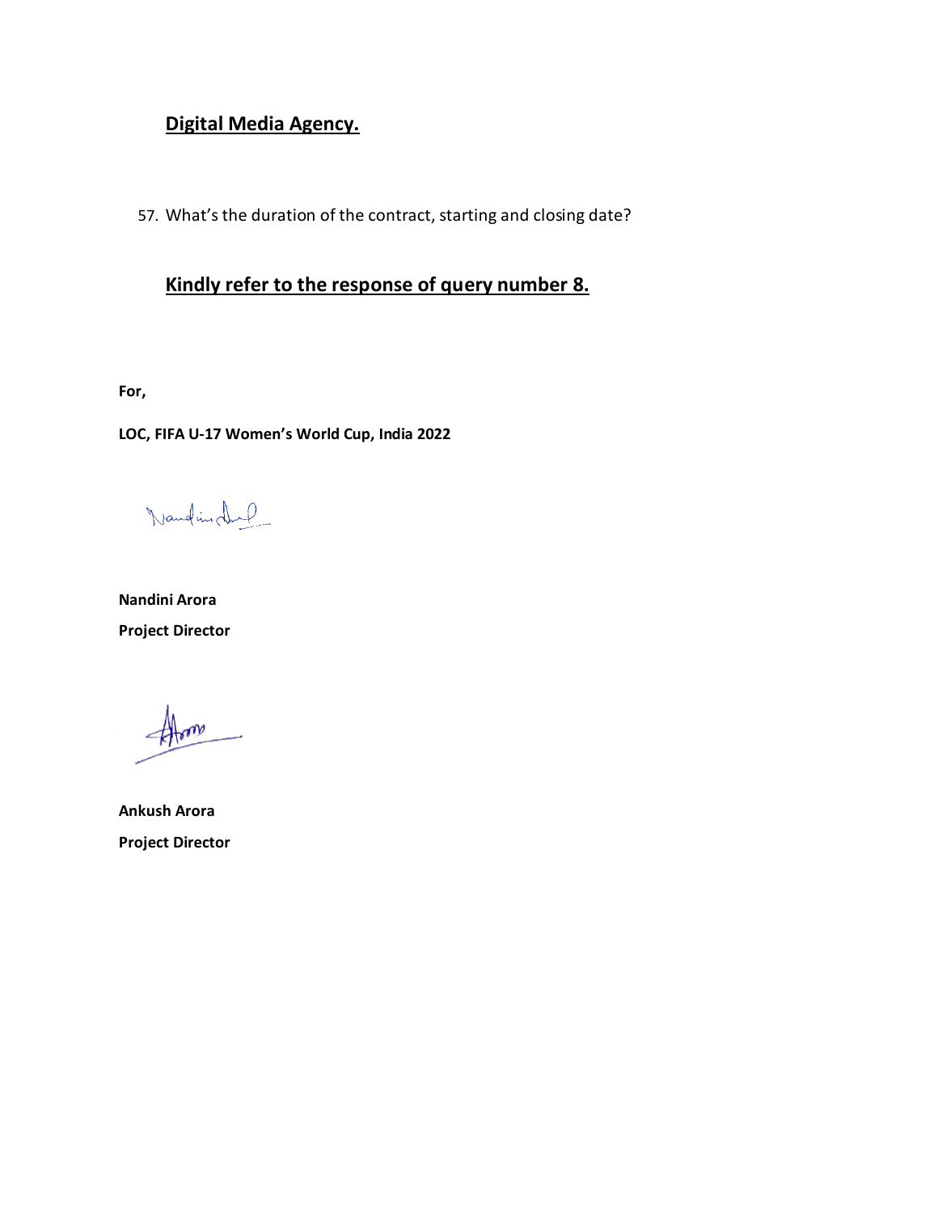**Digital Media Agency.**

57. What's the duration of the contract, starting and closing date?

**Kindly refer to the response of query number 8.**

**For,**

**LOC, FIFA U-17 Women's World Cup, India 2022**

**Nandini Arora**

**Project Director**

**Ankush Arora**

**Project Director**